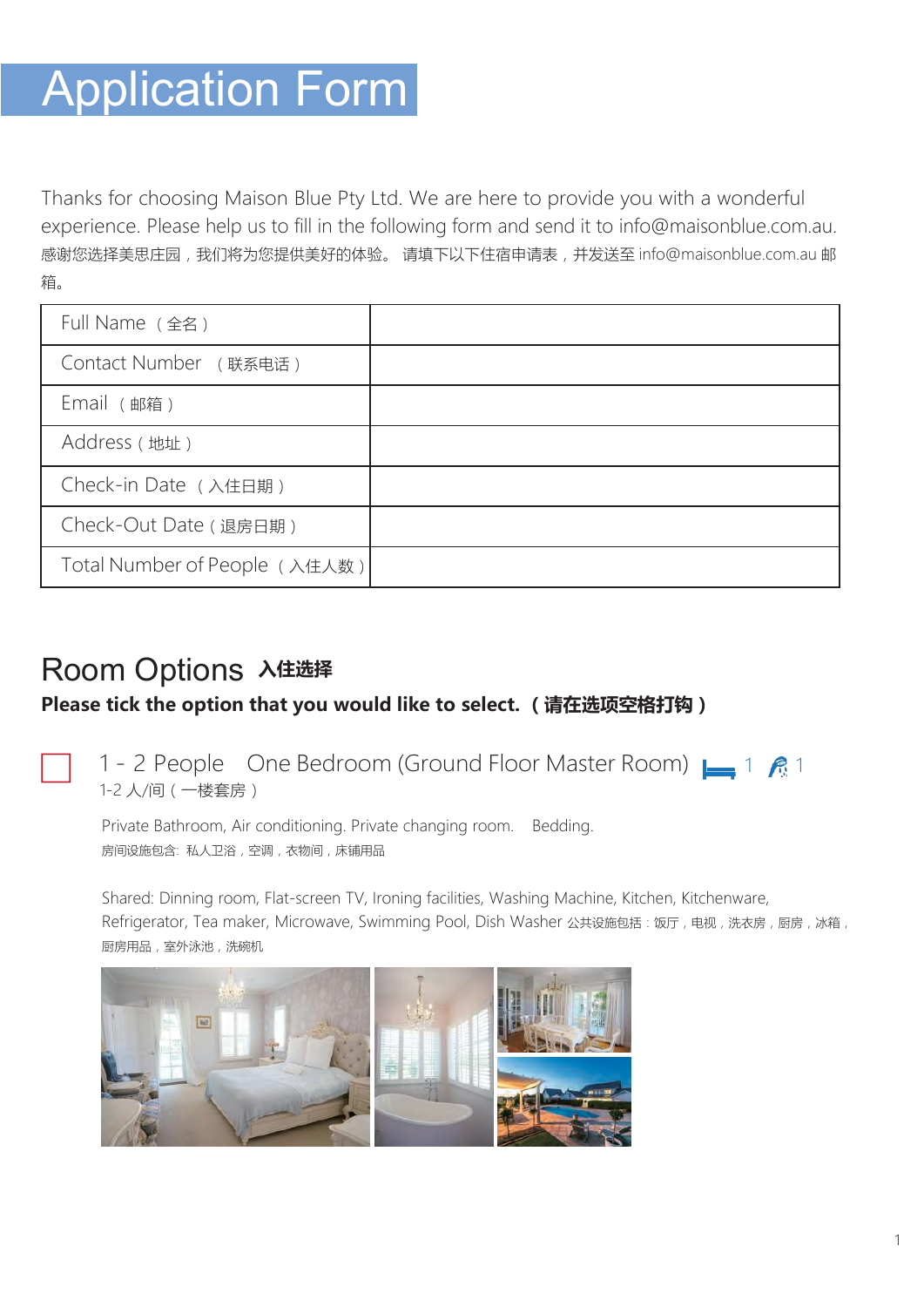# Application Form

Thanks for choosing Maison Blue Pty Ltd. We are here to provide you with a wonderful experience. Please help us to fill in the following form and send it to info@maisonblue.com.au.
感谢您选择美思庄园，我们将为您提供美好的体验。 请填下以下住宿申请表，并发送至 info@maisonblue.com.au 邮箱。

| Full Name （全名） | |
|---|---|
| Contact Number （联系电话） | |
| Email （邮箱） | |
| Address（地址） | |
| Check-in Date （入住日期） | |
| Check-Out Date（退房日期） | |
| Total Number of People （入住人数） | |

## Room Options 入住选择

**Please tick the option that you would like to select.（请在选项空格打钩）**

☐ 1 - 2 People One Bedroom (Ground Floor Master Room) 1 1
1-2 人/间（一楼套房）

Private Bathroom, Air conditioning. Private changing room. Bedding.
房间设施包含: 私人卫浴，空调，衣物间，床铺用品

Shared: Dinning room, Flat-screen TV, Ironing facilities, Washing Machine, Kitchen, Kitchenware, Refrigerator, Tea maker, Microwave, Swimming Pool, Dish Washer 公共设施包括：饭厅，电视，洗衣房，厨房，冰箱，厨房用品，室外泳池，洗碗机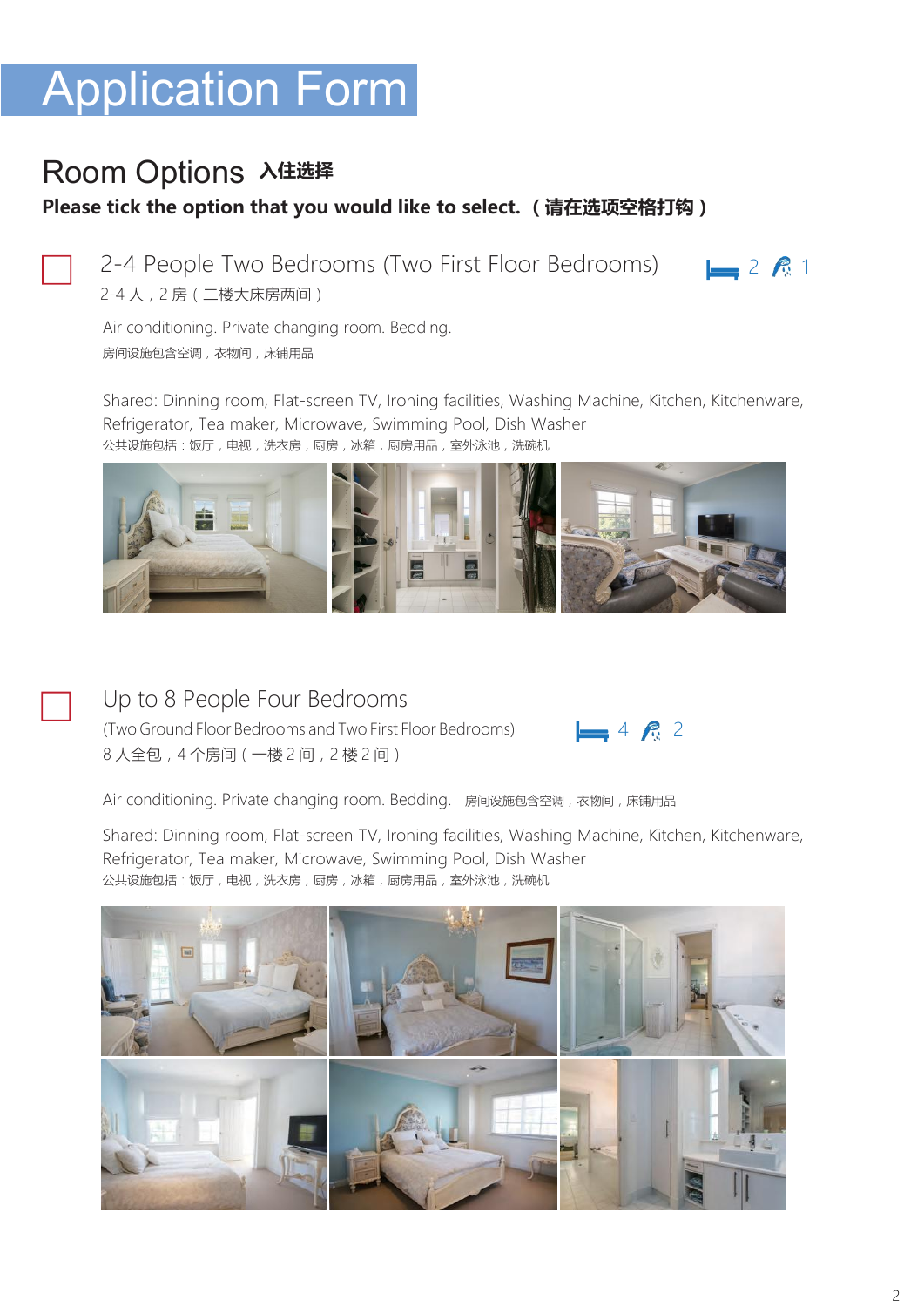# Application Form

## Room Options 入住选择

**Please tick the option that you would like to select.（请在选项空格打钩）**

☐ 2-4 People Two Bedrooms (Two First Floor Bedrooms)  2  1

2-4 人，2 房（二楼大床房两间）

Air conditioning. Private changing room. Bedding.

房间设施包含空调，衣物间，床铺用品

Shared: Dinning room, Flat-screen TV, Ironing facilities, Washing Machine, Kitchen, Kitchenware, Refrigerator, Tea maker, Microwave, Swimming Pool, Dish Washer

公共设施包括：饭厅，电视，洗衣房，厨房，冰箱，厨房用品，室外泳池，洗碗机

☐ Up to 8 People Four Bedrooms

(Two Ground Floor Bedrooms and Two First Floor Bedrooms)  4  2

8 人全包，4 个房间（一楼 2 间，2 楼 2 间）

Air conditioning. Private changing room. Bedding. 房间设施包含空调，衣物间，床铺用品

Shared: Dinning room, Flat-screen TV, Ironing facilities, Washing Machine, Kitchen, Kitchenware, Refrigerator, Tea maker, Microwave, Swimming Pool, Dish Washer

公共设施包括：饭厅，电视，洗衣房，厨房，冰箱，厨房用品，室外泳池，洗碗机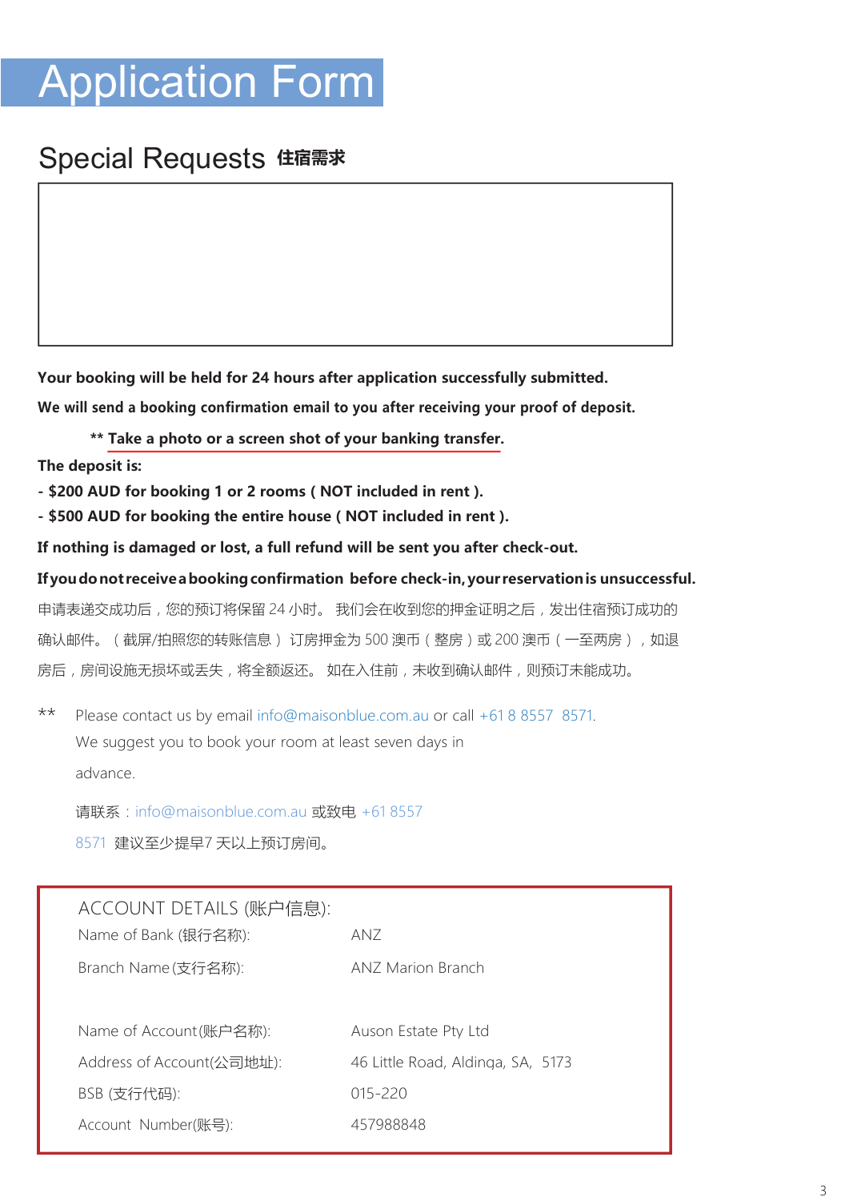# Application Form

## Special Requests 住宿需求

**Your booking will be held for 24 hours after application successfully submitted.**

**We will send a booking confirmation email to you after receiving your proof of deposit.**

**\*\* Take a photo or a screen shot of your banking transfer.**

**The deposit is:**

**- $200 AUD for booking 1 or 2 rooms ( NOT included in rent ).**

**- $500 AUD for booking the entire house ( NOT included in rent ).**

**If nothing is damaged or lost, a full refund will be sent you after check-out.**

**If you do not receive a booking confirmation before check-in, your reservation is unsuccessful.**

申请表递交成功后，您的预订将保留 24 小时。 我们会在收到您的押金证明之后，发出住宿预订成功的确认邮件。（截屏/拍照您的转账信息） 订房押金为 500 澳币（整房）或 200 澳币（一至两房），如退房后，房间设施无损坏或丢失，将全额返还。 如在入住前，未收到确认邮件，则预订未能成功。

\*\* Please contact us by email info@maisonblue.com.au or call +61 8 8557 8571. We suggest you to book your room at least seven days in advance.

请联系：info@maisonblue.com.au 或致电 +61 8557 8571 建议至少提早7 天以上预订房间。

ACCOUNT DETAILS (账户信息):

| | |
|---|---|
| Name of Bank (银行名称): | ANZ |
| Branch Name (支行名称): | ANZ Marion Branch |
| Name of Account (账户名称): | Auson Estate Pty Ltd |
| Address of Account (公司地址): | 46 Little Road, Aldinga, SA, 5173 |
| BSB (支行代码): | 015-220 |
| Account Number (账号): | 457988848 |